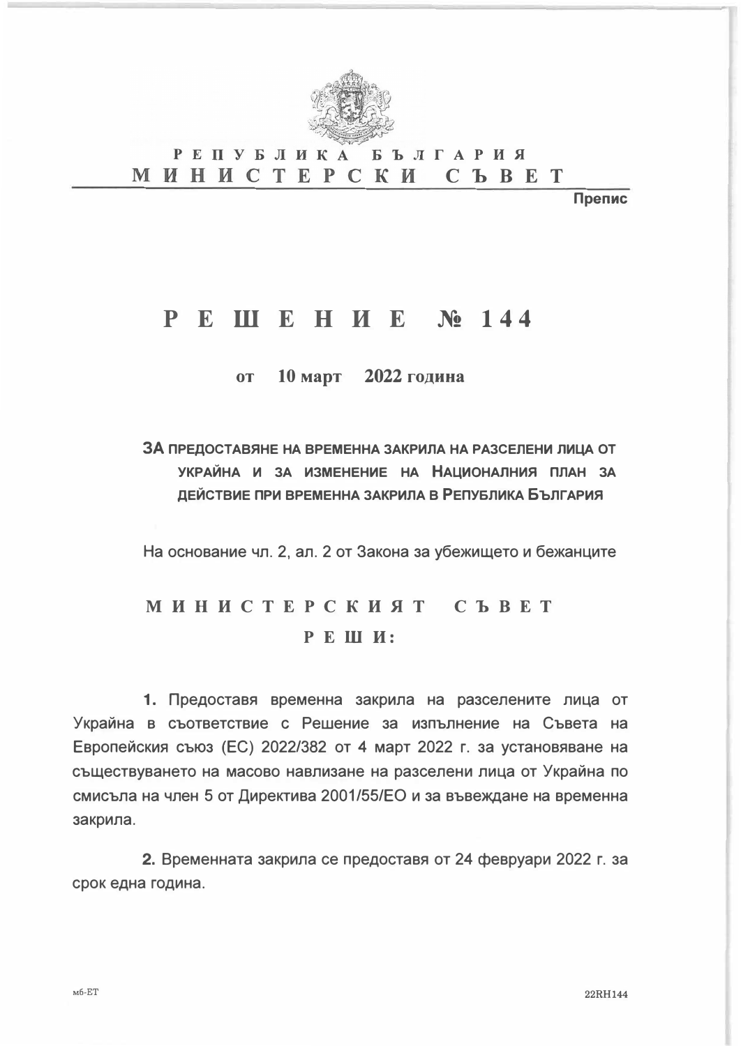**РЕПУБЛИКА БЪЛГАРИЯ**

**МИНИСТЕРСКИ СЪВЕТ**

Препис

# РЕШЕНИЕ № 144

**от 10 март 2022 година**

**ЗА ПРЕДОСТАВЯНЕ НА ВРЕМЕННА ЗАКРИЛА НА РАЗСЕЛЕНИ ЛИЦА ОТ УКРАЙНА И ЗА ИЗМЕНЕНИЕ НА НАЦИОНАЛНИЯ ПЛАН ЗА ДЕЙСТВИЕ ПРИ ВРЕМЕННА ЗАКРИЛА В РЕПУБЛИКА БЪЛГАРИЯ**

На основание чл. 2, ал. 2 от Закона за убежището и бежанците

**МИНИСТЕРСКИЯТ СЪВЕТ**

**РЕШИ:**

**1.** Предоставя временна закрила на разселените лица от Украйна в съответствие с Решение за изпълнение на Съвета на Европейския съюз (ЕС) 2022/382 от 4 март 2022 г. за установяване на съществуването на масово навлизане на разселени лица от Украйна по смисъла на член 5 от Директива 2001/55/ЕО и за въвеждане на временна закрила.

**2.** Временната закрила се предоставя от 24 февруари 2022 г. за срок една година.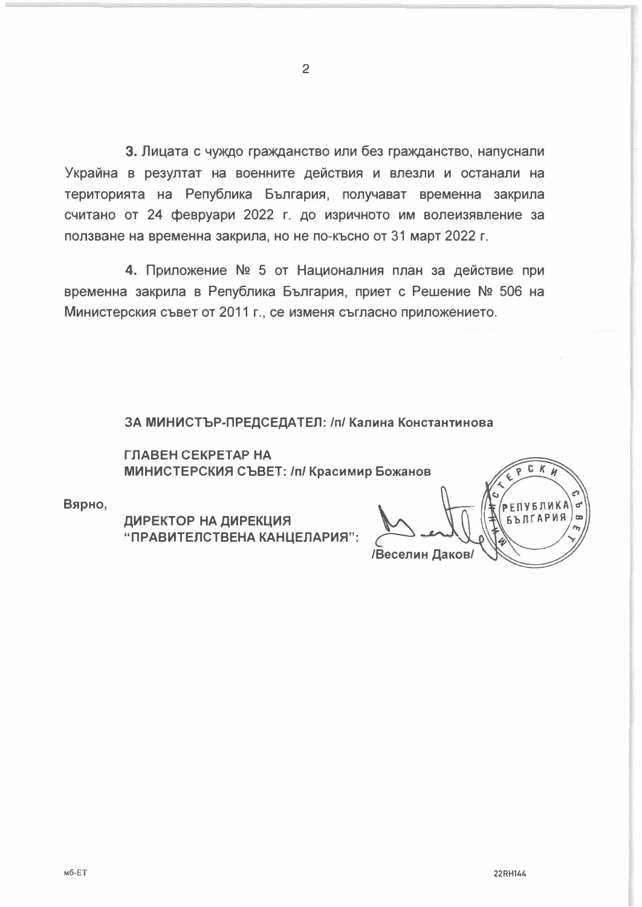**3.** Лицата с чуждо гражданство или без гражданство, напуснали Украйна в резултат на военните действия и влезли и останали на територията на Република България, получават временна закрила считано от 24 февруари 2022 г. до изричното им волеизявление за ползване на временна закрила, но не по-късно от 31 март 2022 г.

**4.** Приложение № 5 от Националния план за действие при временна закрила в Република България, приет с Решение № 506 на Министерския съвет от 2011 г., се изменя съгласно приложението.

**ЗА МИНИСТЪР-ПРЕДСЕДАТЕЛ: /п/ Калина Константинова**

**ГЛАВЕН СЕКРЕТАР НА МИНИСТЕРСКИЯ СЪВЕТ: /п/ Красимир Божанов**

**Вярно,**

**ДИРЕКТОР НА ДИРЕКЦИЯ "ПРАВИТЕЛСТВЕНА КАНЦЕЛАРИЯ":**

**/Веселин Даков/**

МИНИСТЕРСКИ СЪВЕТ РЕПУБЛИКА БЪЛГАРИЯ

мб-ЕТ

22RH144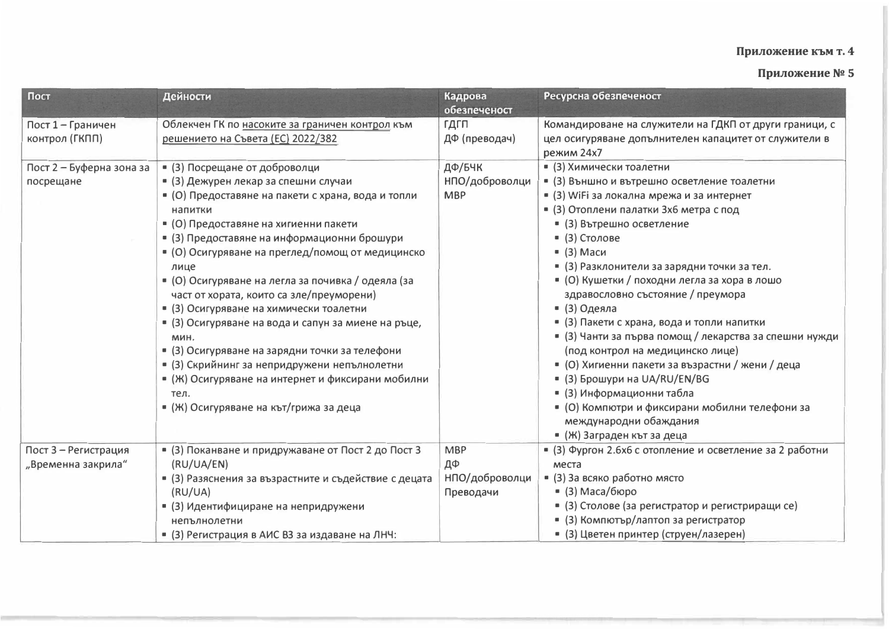**Приложение към т. 4**

**Приложение № 5**

| Пост | Дейности | Кадрова обезпеченост | Ресурсна обезпеченост |
|---|---|---|---|
| Пост 1 – Граничен контрол (ГКПП) | Облекчен ГК по насоките за граничен контрол към решението на Съвета (ЕС) 2022/382 | ГДГП<br>ДФ (преводач) | Командироване на служители на ГДКП от други граници, с цел осигуряване допълнителен капацитет от служители в режим 24x7 |
| Пост 2 – Буферна зона за посрещане | ▪ (З) Посрещане от доброволци<br>▪ (З) Дежурен лекар за спешни случаи<br>▪ (О) Предоставяне на пакети с храна, вода и топли напитки<br>▪ (О) Предоставяне на хигиенни пакети<br>▪ (З) Предоставяне на информационни брошури<br>▪ (О) Осигуряване на преглед/помощ от медицинско лице<br>▪ (О) Осигуряване на легла за почивка / одеяла (за част от хората, които са зле/преуморени)<br>▪ (З) Осигуряване на химически тоалетни<br>▪ (З) Осигуряване на вода и сапун за миене на ръце, мин.<br>▪ (З) Осигуряване на зарядни точки за телефони<br>▪ (З) Скрийнинг за непридружени непълнолетни<br>▪ (Ж) Осигуряване на интернет и фиксирани мобилни тел.<br>▪ (Ж) Осигуряване на кът/грижа за деца | ДФ/БЧК<br>НПО/доброволци<br>МВР | ▪ (З) Химически тоалетни<br>▪ (З) Външно и вътрешно осветление тоалетни<br>▪ (З) WiFi за локална мрежа и за интернет<br>▪ (З) Отоплени палатки 3х6 метра с под<br>&nbsp;&nbsp;▪ (З) Вътрешно осветление<br>&nbsp;&nbsp;▪ (З) Столове<br>&nbsp;&nbsp;▪ (З) Маси<br>&nbsp;&nbsp;▪ (З) Разклонители за зарядни точки за тел.<br>&nbsp;&nbsp;▪ (О) Кушетки / походни легла за хора в лошо здравословно състояние / преумора<br>&nbsp;&nbsp;▪ (З) Одеяла<br>&nbsp;&nbsp;▪ (З) Пакети с храна, вода и топли напитки<br>&nbsp;&nbsp;▪ (З) Чанти за първа помощ / лекарства за спешни нужди (под контрол на медицинско лице)<br>&nbsp;&nbsp;▪ (О) Хигиенни пакети за възрастни / жени / деца<br>&nbsp;&nbsp;▪ (З) Брошури на UA/RU/EN/BG<br>&nbsp;&nbsp;▪ (З) Информационни табла<br>&nbsp;&nbsp;▪ (О) Компютри и фиксирани мобилни телефони за международни обаждания<br>&nbsp;&nbsp;▪ (Ж) Заграден кът за деца |
| Пост 3 – Регистрация „Временна закрила" | ▪ (З) Поканване и придружаване от Пост 2 до Пост 3 (RU/UA/EN)<br>▪ (З) Разяснения за възрастните и съдействие с децата (RU/UA)<br>▪ (З) Идентифициране на непридружени непълнолетни<br>▪ (З) Регистрация в АИС ВЗ за издаване на ЛНЧ: | МВР<br>ДФ<br>НПО/доброволци<br>Преводачи | ▪ (З) Фургон 2.6х6 с отопление и осветление за 2 работни места<br>▪ (З) За всяко работно място<br>&nbsp;&nbsp;▪ (З) Маса/бюро<br>&nbsp;&nbsp;▪ (З) Столове (за регистратор и регистриращи се)<br>&nbsp;&nbsp;▪ (З) Компютър/лаптоп за регистратор<br>&nbsp;&nbsp;▪ (З) Цветен принтер (струен/лазерен) |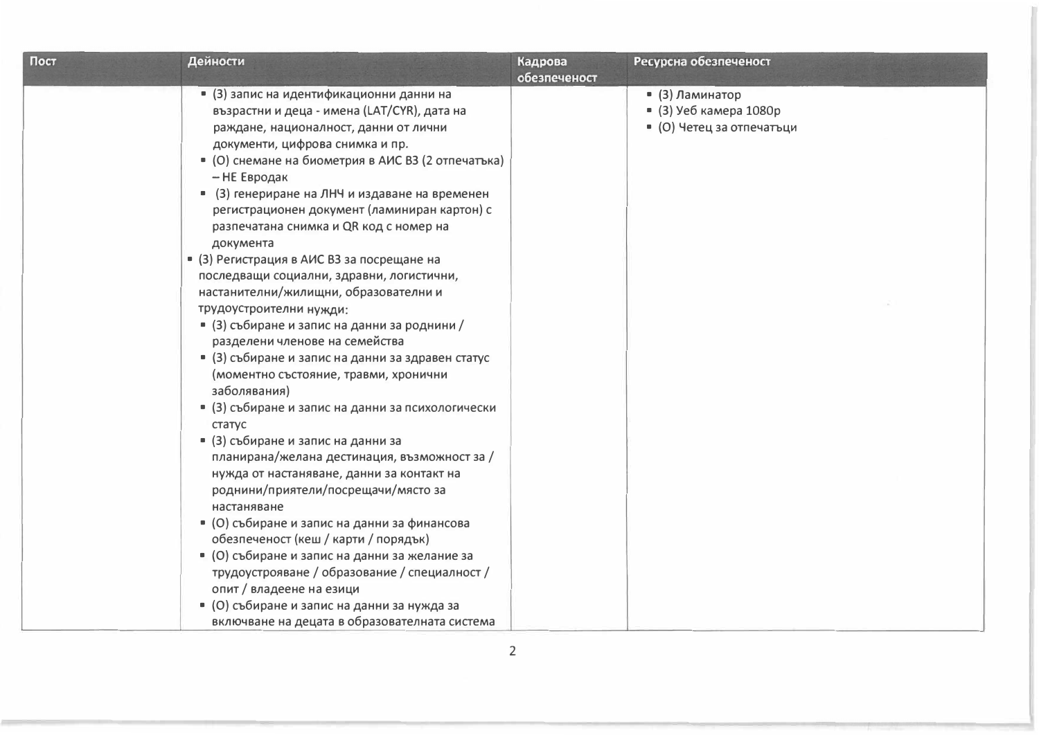| Пост | Дейности | Кадрова обезпеченост | Ресурсна обезпеченост |
|---|---|---|---|
| | ▪ (З) запис на идентификационни данни на възрастни и деца - имена (LAT/CYR), дата на раждане, националност, данни от лични документи, цифрова снимка и пр.<br>▪ (О) снемане на биометрия в АИС ВЗ (2 отпечатъка) – НЕ Евродак<br>▪ (З) генериране на ЛНЧ и издаване на временен регистрационен документ (ламиниран картон) с разпечатана снимка и QR код с номер на документа<br>▪ (З) Регистрация в АИС ВЗ за посрещане на последващи социални, здравни, логистични, настанителни/жилищни, образователни и трудоустроителни нужди:<br>▪ (З) събиране и запис на данни за роднини / разделени членове на семейства<br>▪ (З) събиране и запис на данни за здравен статус (моментно състояние, травми, хронични заболявания)<br>▪ (З) събиране и запис на данни за психологически статус<br>▪ (З) събиране и запис на данни за планирана/желана дестинация, възможност за / нужда от настаняване, данни за контакт на роднини/приятели/посрещачи/място за настаняване<br>▪ (О) събиране и запис на данни за финансова обезпеченост (кеш / карти / порядък)<br>▪ (О) събиране и запис на данни за желание за трудоустрояване / образование / специалност / опит / владеене на езици<br>▪ (О) събиране и запис на данни за нужда за включване на децата в образователната система | | ▪ (З) Ламинатор<br>▪ (З) Уеб камера 1080p<br>▪ (О) Четец за отпечатъци |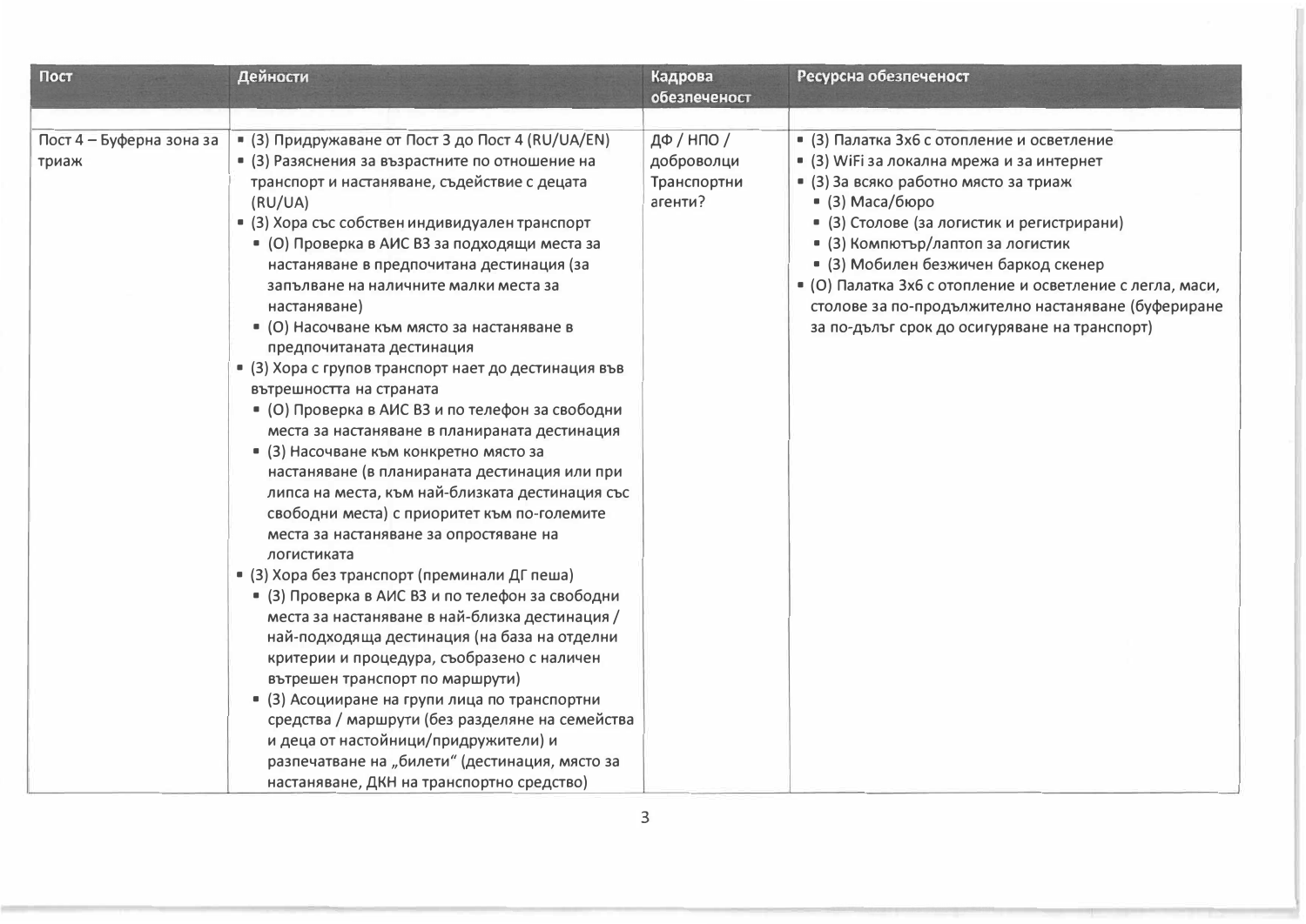| Пост | Дейности | Кадрова обезпеченост | Ресурсна обезпеченост |
|---|---|---|---|
| | | | |
| Пост 4 – Буферна зона за триаж | ▪ (З) Придружаване от Пост 3 до Пост 4 (RU/UA/EN)<br>▪ (З) Разяснения за възрастните по отношение на транспорт и настаняване, съдействие с децата (RU/UA)<br>▪ (З) Хора със собствен индивидуален транспорт<br>  ▪ (О) Проверка в АИС ВЗ за подходящи места за настаняване в предпочитана дестинация (за запълване на наличните малки места за настаняване)<br>  ▪ (О) Насочване към място за настаняване в предпочитаната дестинация<br>▪ (З) Хора с групов транспорт нает до дестинация във вътрешността на страната<br>  ▪ (О) Проверка в АИС ВЗ и по телефон за свободни места за настаняване в планираната дестинация<br>  ▪ (З) Насочване към конкретно място за настаняване (в планираната дестинация или при липса на места, към най-близката дестинация със свободни места) с приоритет към по-големите места за настаняване за опростяване на логистиката<br>▪ (З) Хора без транспорт (преминали ДГ пеша)<br>  ▪ (З) Проверка в АИС ВЗ и по телефон за свободни места за настаняване в най-близка дестинация / най-подходяща дестинация (на база на отделни критерии и процедура, съобразено с наличен вътрешен транспорт по маршрути)<br>  ▪ (З) Асоцииране на групи лица по транспортни средства / маршрути (без разделяне на семейства и деца от настойници/придружители) и разпечатване на „билети“ (дестинация, място за настаняване, ДКН на транспортно средство) | ДФ / НПО / доброволци Транспортни агенти? | ▪ (З) Палатка 3х6 с отопление и осветление<br>▪ (З) WiFi за локална мрежа и за интернет<br>▪ (З) За всяко работно място за триаж<br>  ▪ (З) Маса/бюро<br>  ▪ (З) Столове (за логистик и регистрирани)<br>  ▪ (З) Компютър/лаптоп за логистик<br>  ▪ (З) Мобилен безжичен баркод скенер<br>▪ (О) Палатка 3х6 с отопление и осветление с легла, маси, столове за по-продължително настаняване (буфериране за по-дълъг срок до осигуряване на транспорт) |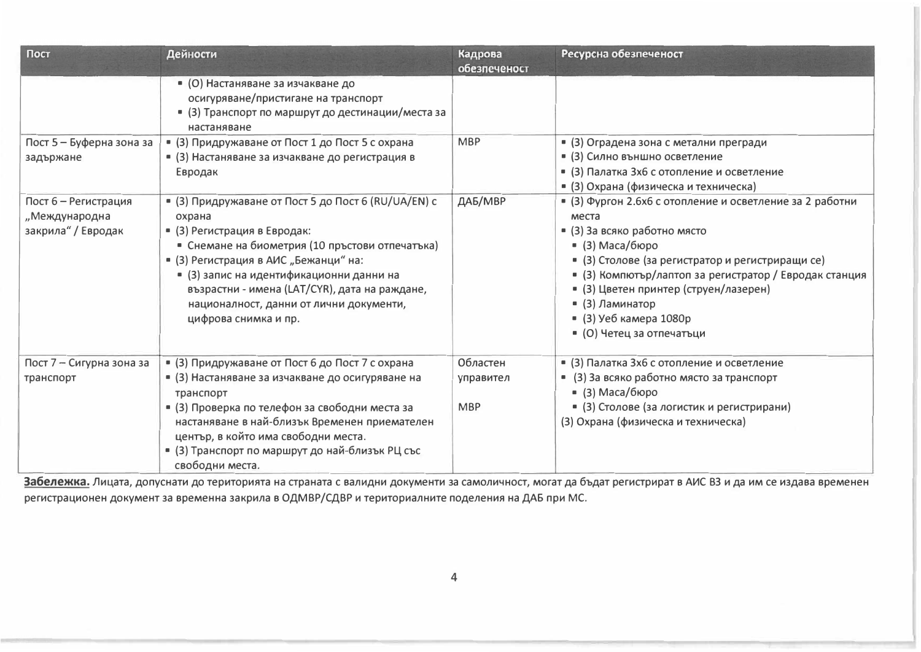| Пост | Дейности | Кадрова обезпеченост | Ресурсна обезпеченост |
|---|---|---|---|
| | ▪ (О) Настаняване за изчакване до осигуряване/пристигане на транспорт<br>▪ (З) Транспорт по маршрут до дестинации/места за настаняване | | |
| Пост 5 – Буферна зона за задържане | ▪ (З) Придружаване от Пост 1 до Пост 5 с охрана<br>▪ (З) Настаняване за изчакване до регистрация в Евродак | МВР | ▪ (З) Оградена зона с метални прегради<br>▪ (З) Силно външно осветление<br>▪ (З) Палатка 3х6 с отопление и осветление<br>▪ (З) Охрана (физическа и техническа) |
| Пост 6 – Регистрация „Международна закрила" / Евродак | ▪ (З) Придружаване от Пост 5 до Пост 6 (RU/UA/EN) с охрана<br>▪ (З) Регистрация в Евродак:<br>  ▪ Снемане на биометрия (10 пръстови отпечатъка)<br>▪ (З) Регистрация в АИС „Бежанци" на:<br>  ▪ (З) запис на идентификационни данни на възрастни - имена (LAT/CYR), дата на раждане, националност, данни от лични документи, цифрова снимка и пр. | ДАБ/МВР | ▪ (З) Фургон 2.6х6 с отопление и осветление за 2 работни места<br>▪ (З) За всяко работно място<br>  ▪ (З) Маса/бюро<br>  ▪ (З) Столове (за регистратор и регистриращи се)<br>  ▪ (З) Компютър/лаптоп за регистратор / Евродак станция<br>  ▪ (З) Цветен принтер (струен/лазерен)<br>  ▪ (З) Ламинатор<br>  ▪ (З) Уеб камера 1080p<br>  ▪ (О) Четец за отпечатъци |
| Пост 7 – Сигурна зона за транспорт | ▪ (З) Придружаване от Пост 6 до Пост 7 с охрана<br>▪ (З) Настаняване за изчакване до осигуряване на транспорт<br>▪ (З) Проверка по телефон за свободни места за настаняване в най-близък Временен приемателен център, в който има свободни места.<br>▪ (З) Транспорт по маршрут до най-близък РЦ със свободни места. | Областен управител<br><br>МВР | ▪ (З) Палатка 3х6 с отопление и осветление<br>▪ (З) За всяко работно място за транспорт<br>  ▪ (З) Маса/бюро<br>  ▪ (З) Столове (за логистик и регистрирани)<br>(З) Охрана (физическа и техническа) |

**Забележка.** Лицата, допуснати до територията на страната с валидни документи за самоличност, могат да бъдат регистрират в АИС ВЗ и да им се издава временен регистрационен документ за временна закрила в ОДМВР/СДВР и териториалните поделения на ДАБ при МС.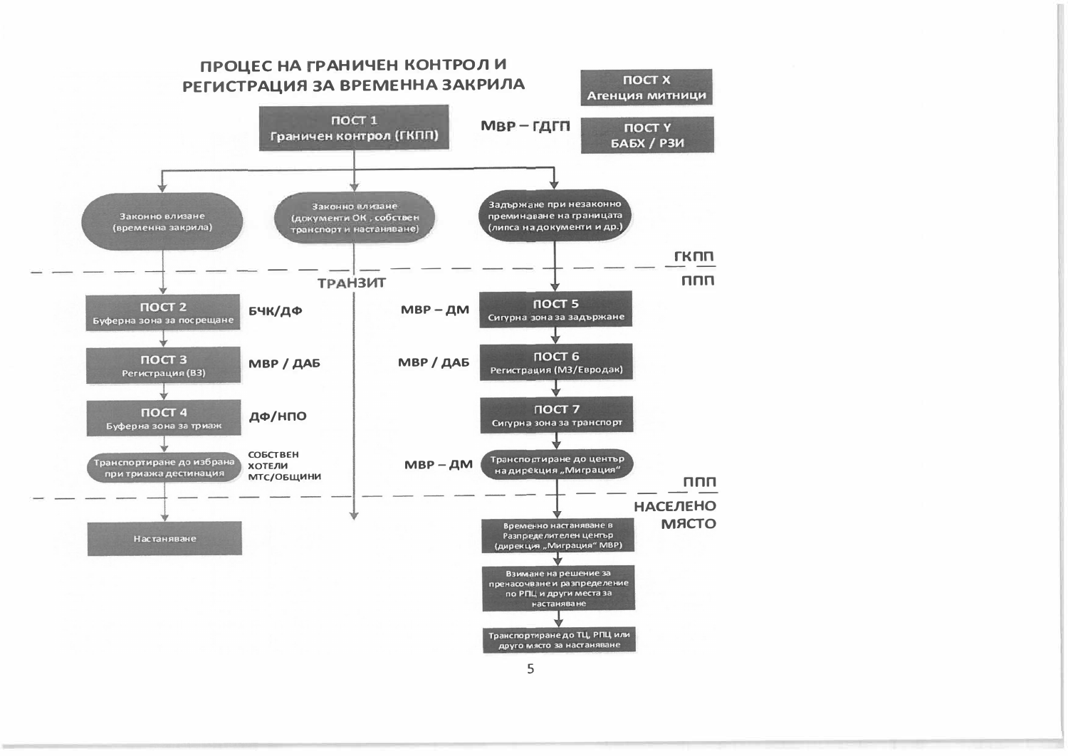# ПРОЦЕС НА ГРАНИЧЕН КОНТРОЛ И РЕГИСТРАЦИЯ ЗА ВРЕМЕННА ЗАКРИЛА

**ПОСТ X**
Агенция митници

**ПОСТ Y**
БАБХ / РЗИ

МВР – ГДГП

**ПОСТ 1**
Граничен контрол (ГКПП)

Законно влизане (временна закрила)

Законно влизане (документи ОК, собствен транспорт и настаняване)

Задържане при незаконно преминаване на границата (липса на документи и др.)

ГКПП

ППП

ТРАНЗИТ

**ПОСТ 2**
Буферна зона за посрещане — БЧК/ДФ

**ПОСТ 3**
Регистрация (ВЗ) — МВР / ДАБ

**ПОСТ 4**
Буферна зона за триаж — ДФ/НПО

Транспортиране до избрана при триажа дестинация — СОБСТВЕН, ХОТЕЛИ, МТС/ОБЩИНИ

Настаняване

МВР – ДМ — **ПОСТ 5**
Сигурна зона за задържане

МВР / ДАБ — **ПОСТ 6**
Регистрация (МЗ/Евродак)

**ПОСТ 7**
Сигурна зона за транспорт

МВР – ДМ — Транспортиране до център на дирекция „Миграция“

ППП

НАСЕЛЕНО МЯСТО

Временно настаняване в Разпределителен център (дирекция „Миграция“ МВР)

Вземане на решение за пренасочване и разпределение по РПЦ и други места за настаняване

Транспортиране до ТЦ, РПЦ или друго място за настаняване